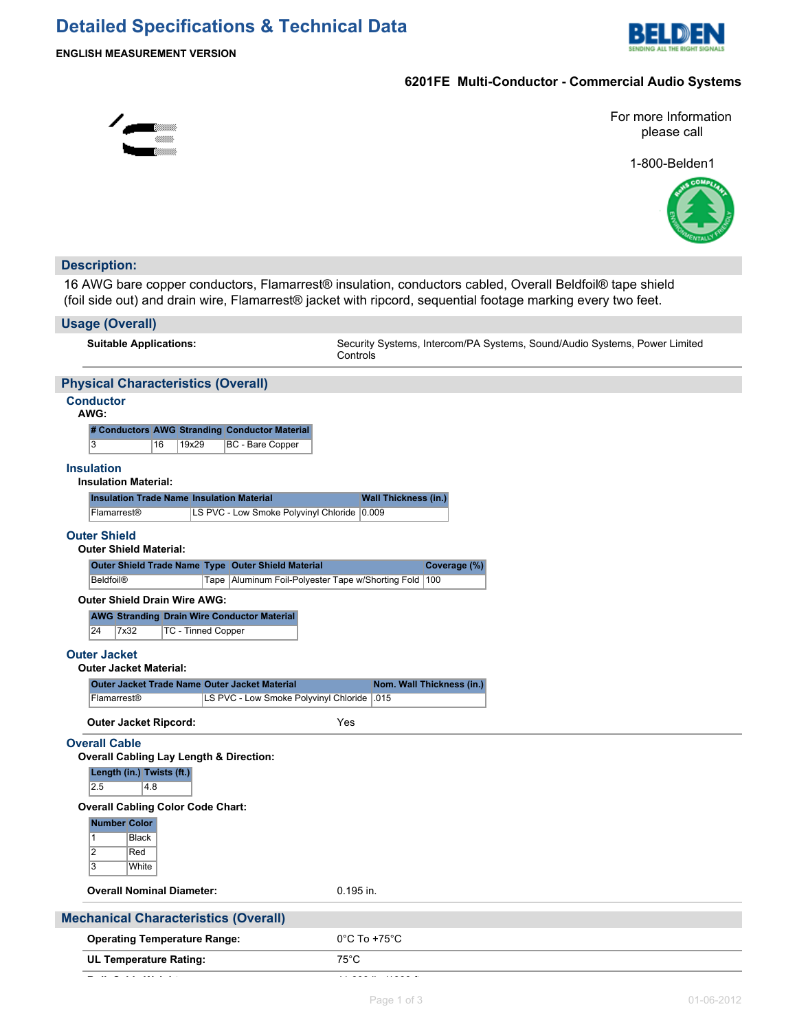# Detailed Specifications & Technical Data

**ENGLISH MEASUREMENT VERSION**

## 6201FE Multi-Conductor - Commercial Audio Systems

For more Information please call

1-800-Belden1

## Description:

16 AWG bare copper conductors, Flamarrest® insulation, conductors cabled, Overall Beldfoil® tape shield (foil side out) and drain wire, Flamarrest® jacket with ripcord, sequential footage marking every two feet.

## Usage (Overall)

**Suitable Applications:** Security Systems, Intercom/PA Systems, Sound/Audio Systems, Power Limited Controls

## Physical Characteristics (Overall)

### Conductor

**AWG:**

| # Conductors | AWG | Stranding | Conductor Material |
|---|---|---|---|
| 3 | 16 | 19x29 | BC - Bare Copper |

### Insulation

**Insulation Material:**

| Insulation Trade Name | Insulation Material | Wall Thickness (in.) |
|---|---|---|
| Flamarrest® | LS PVC - Low Smoke Polyvinyl Chloride | 0.009 |

### Outer Shield

**Outer Shield Material:**

| Outer Shield Trade Name | Type | Outer Shield Material | Coverage (%) |
|---|---|---|---|
| Beldfoil® | Tape | Aluminum Foil-Polyester Tape w/Shorting Fold | 100 |

**Outer Shield Drain Wire AWG:**

| AWG | Stranding | Drain Wire Conductor Material |
|---|---|---|
| 24 | 7x32 | TC - Tinned Copper |

### Outer Jacket

**Outer Jacket Material:**

| Outer Jacket Trade Name | Outer Jacket Material | Nom. Wall Thickness (in.) |
|---|---|---|
| Flamarrest® | LS PVC - Low Smoke Polyvinyl Chloride | .015 |

**Outer Jacket Ripcord:** Yes

### Overall Cable

**Overall Cabling Lay Length & Direction:**

| Length (in.) | Twists (ft.) |
|---|---|
| 2.5 | 4.8 |

**Overall Cabling Color Code Chart:**

| Number | Color |
|---|---|
| 1 | Black |
| 2 | Red |
| 3 | White |

**Overall Nominal Diameter:** 0.195 in.

## Mechanical Characteristics (Overall)

**Operating Temperature Range:** 0°C To +75°C

**UL Temperature Rating:** 75°C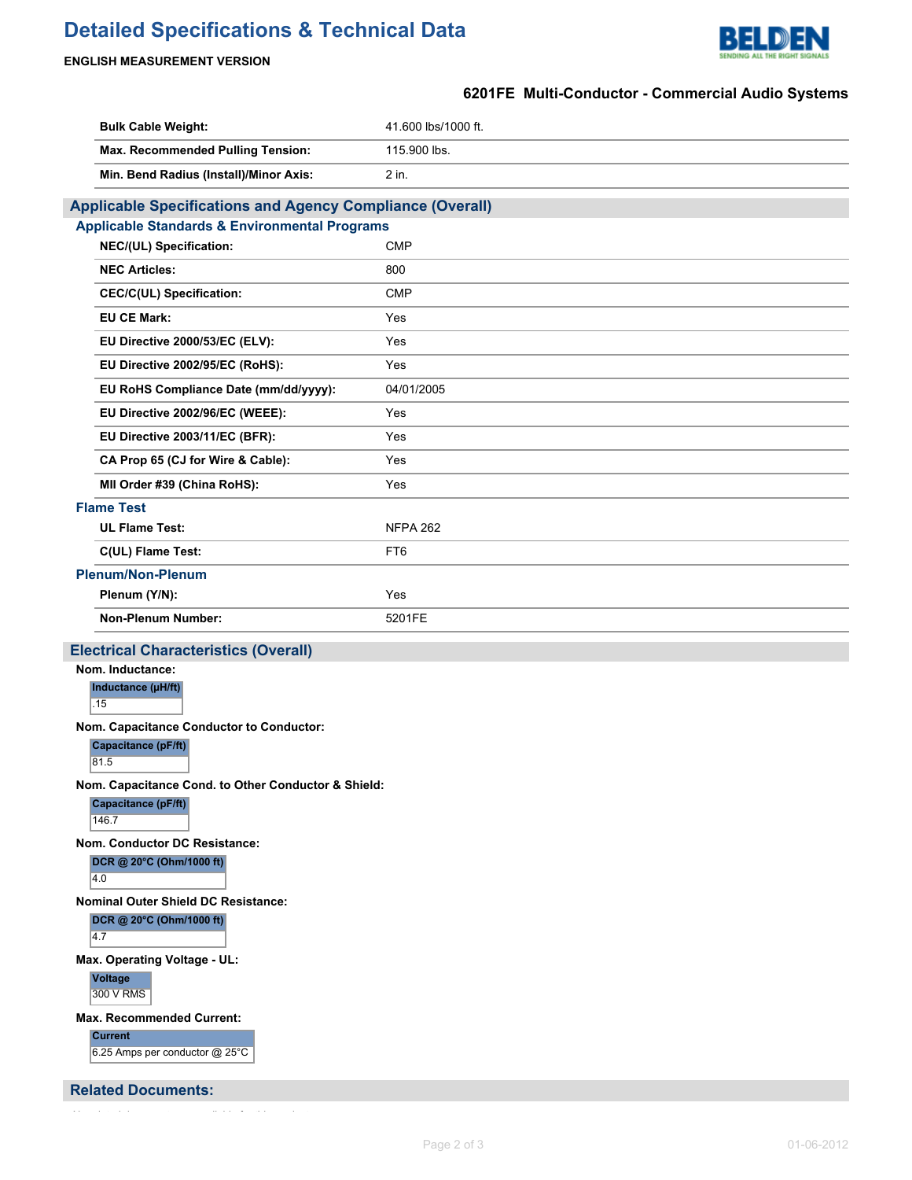# Detailed Specifications & Technical Data

**ENGLISH MEASUREMENT VERSION**

**6201FE Multi-Conductor - Commercial Audio Systems**

| | |
|---|---|
| **Bulk Cable Weight:** | 41.600 lbs/1000 ft. |
| **Max. Recommended Pulling Tension:** | 115.900 lbs. |
| **Min. Bend Radius (Install)/Minor Axis:** | 2 in. |

## Applicable Specifications and Agency Compliance (Overall)

### Applicable Standards & Environmental Programs

| | |
|---|---|
| **NEC/(UL) Specification:** | CMP |
| **NEC Articles:** | 800 |
| **CEC/C(UL) Specification:** | CMP |
| **EU CE Mark:** | Yes |
| **EU Directive 2000/53/EC (ELV):** | Yes |
| **EU Directive 2002/95/EC (RoHS):** | Yes |
| **EU RoHS Compliance Date (mm/dd/yyyy):** | 04/01/2005 |
| **EU Directive 2002/96/EC (WEEE):** | Yes |
| **EU Directive 2003/11/EC (BFR):** | Yes |
| **CA Prop 65 (CJ for Wire & Cable):** | Yes |
| **MII Order #39 (China RoHS):** | Yes |

### Flame Test

| | |
|---|---|
| **UL Flame Test:** | NFPA 262 |
| **C(UL) Flame Test:** | FT6 |

### Plenum/Non-Plenum

| | |
|---|---|
| **Plenum (Y/N):** | Yes |
| **Non-Plenum Number:** | 5201FE |

## Electrical Characteristics (Overall)

**Nom. Inductance:**

| Inductance (µH/ft) |
|---|
| .15 |

**Nom. Capacitance Conductor to Conductor:**

| Capacitance (pF/ft) |
|---|
| 81.5 |

**Nom. Capacitance Cond. to Other Conductor & Shield:**

| Capacitance (pF/ft) |
|---|
| 146.7 |

**Nom. Conductor DC Resistance:**

| DCR @ 20°C (Ohm/1000 ft) |
|---|
| 4.0 |

**Nominal Outer Shield DC Resistance:**

| DCR @ 20°C (Ohm/1000 ft) |
|---|
| 4.7 |

**Max. Operating Voltage - UL:**

| Voltage |
|---|
| 300 V RMS |

**Max. Recommended Current:**

| Current |
|---|
| 6.25 Amps per conductor @ 25°C |

## Related Documents: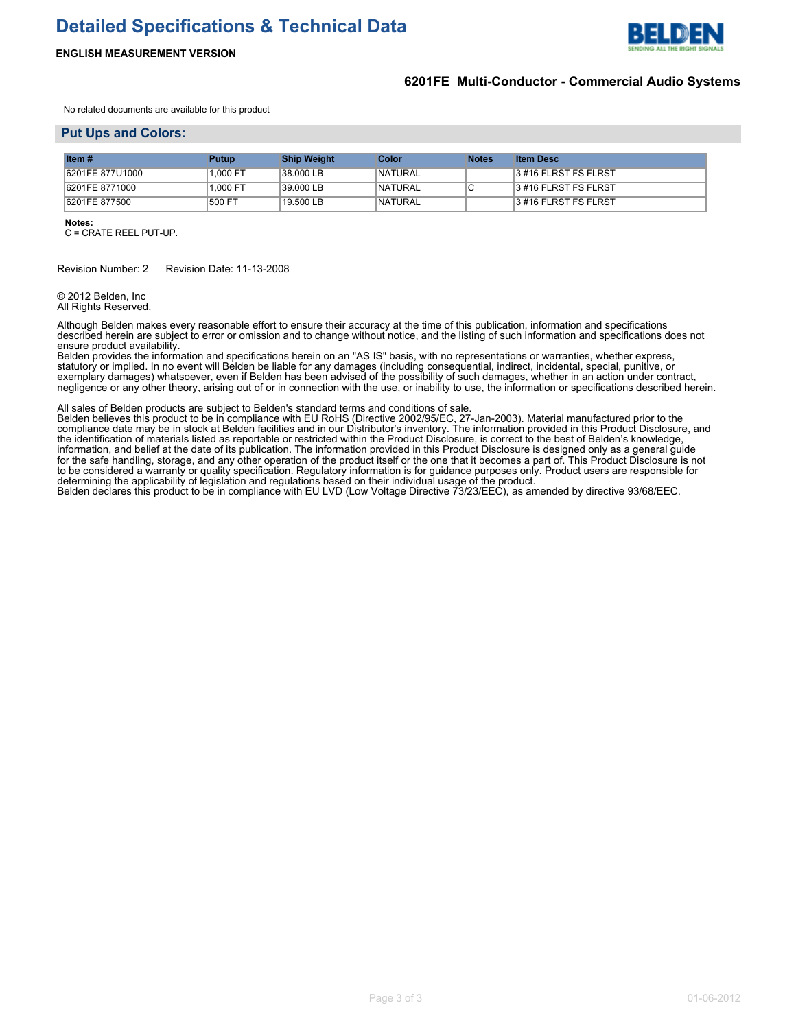# Detailed Specifications & Technical Data

**ENGLISH MEASUREMENT VERSION**

### 6201FE Multi-Conductor - Commercial Audio Systems

No related documents are available for this product

## Put Ups and Colors:

| Item # | Putup | Ship Weight | Color | Notes | Item Desc |
|---|---|---|---|---|---|
| 6201FE 877U1000 | 1,000 FT | 38.000 LB | NATURAL | | 3 #16 FLRST FS FLRST |
| 6201FE 8771000 | 1,000 FT | 39.000 LB | NATURAL | C | 3 #16 FLRST FS FLRST |
| 6201FE 877500 | 500 FT | 19.500 LB | NATURAL | | 3 #16 FLRST FS FLRST |

**Notes:**
C = CRATE REEL PUT-UP.

Revision Number: 2    Revision Date: 11-13-2008

© 2012 Belden, Inc
All Rights Reserved.

Although Belden makes every reasonable effort to ensure their accuracy at the time of this publication, information and specifications described herein are subject to error or omission and to change without notice, and the listing of such information and specifications does not ensure product availability.
Belden provides the information and specifications herein on an "AS IS" basis, with no representations or warranties, whether express, statutory or implied. In no event will Belden be liable for any damages (including consequential, indirect, incidental, special, punitive, or exemplary damages) whatsoever, even if Belden has been advised of the possibility of such damages, whether in an action under contract, negligence or any other theory, arising out of or in connection with the use, or inability to use, the information or specifications described herein.

All sales of Belden products are subject to Belden's standard terms and conditions of sale.
Belden believes this product to be in compliance with EU RoHS (Directive 2002/95/EC, 27-Jan-2003). Material manufactured prior to the compliance date may be in stock at Belden facilities and in our Distributor's inventory. The information provided in this Product Disclosure, and the identification of materials listed as reportable or restricted within the Product Disclosure, is correct to the best of Belden's knowledge, information, and belief at the date of its publication. The information provided in this Product Disclosure is designed only as a general guide for the safe handling, storage, and any other operation of the product itself or the one that it becomes a part of. This Product Disclosure is not to be considered a warranty or quality specification. Regulatory information is for guidance purposes only. Product users are responsible for determining the applicability of legislation and regulations based on their individual usage of the product.
Belden declares this product to be in compliance with EU LVD (Low Voltage Directive 73/23/EEC), as amended by directive 93/68/EEC.